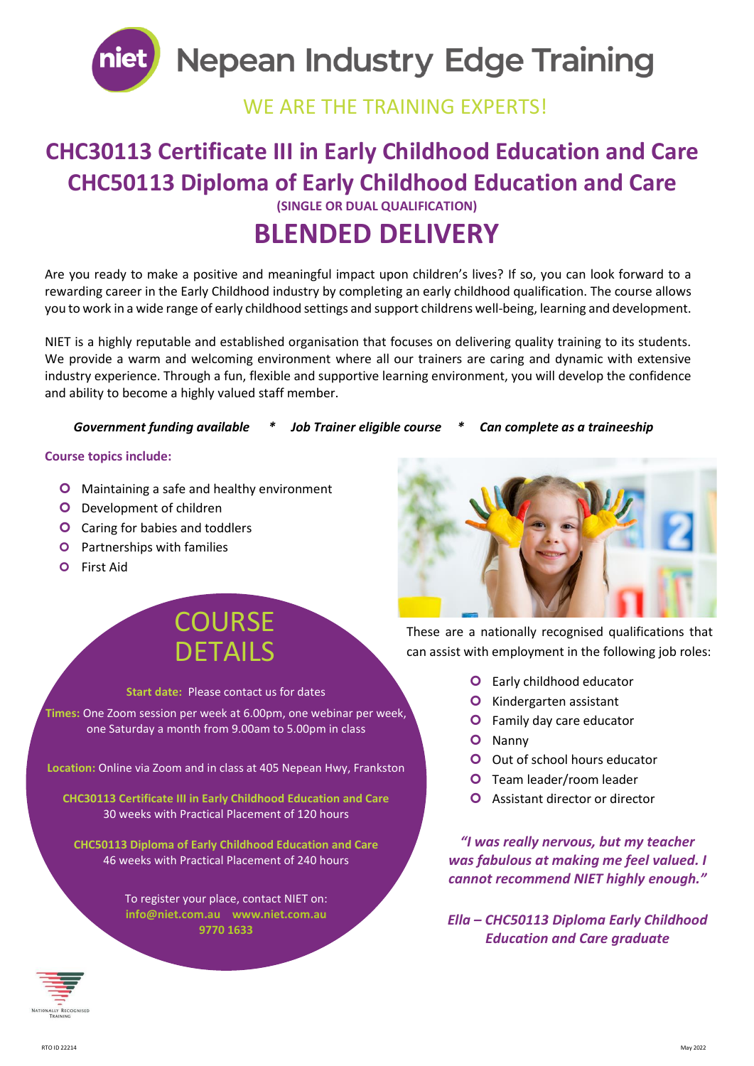# Nepean Industry Edge Training

WE ARE THE TRAINING EXPERTS!

## CHC30113 Certificate III in Early Childhood Education and Care
## CHC50113 Diploma of Early Childhood Education and Care

**(SINGLE OR DUAL QUALIFICATION)**

# BLENDED DELIVERY

Are you ready to make a positive and meaningful impact upon children's lives? If so, you can look forward to a rewarding career in the Early Childhood industry by completing an early childhood qualification. The course allows you to work in a wide range of early childhood settings and support childrens well-being, learning and development.

NIET is a highly reputable and established organisation that focuses on delivering quality training to its students. We provide a warm and welcoming environment where all our trainers are caring and dynamic with extensive industry experience. Through a fun, flexible and supportive learning environment, you will develop the confidence and ability to become a highly valued staff member.

***Government funding available*** * ***Job Trainer eligible course*** * ***Can complete as a traineeship***

**Course topics include:**

- Maintaining a safe and healthy environment
- Development of children
- Caring for babies and toddlers
- Partnerships with families
- First Aid

## COURSE DETAILS

**Start date:** Please contact us for dates

**Times:** One Zoom session per week at 6.00pm, one webinar per week, one Saturday a month from 9.00am to 5.00pm in class

**Location:** Online via Zoom and in class at 405 Nepean Hwy, Frankston

**CHC30113 Certificate III in Early Childhood Education and Care**
30 weeks with Practical Placement of 120 hours

**CHC50113 Diploma of Early Childhood Education and Care**
46 weeks with Practical Placement of 240 hours

To register your place, contact NIET on:
**info@niet.com.au** **www.niet.com.au**
**9770 1633**

These are a nationally recognised qualifications that can assist with employment in the following job roles:

- Early childhood educator
- Kindergarten assistant
- Family day care educator
- Nanny
- Out of school hours educator
- Team leader/room leader
- Assistant director or director

***"I was really nervous, but my teacher was fabulous at making me feel valued. I cannot recommend NIET highly enough."***

***Ella – CHC50113 Diploma Early Childhood Education and Care graduate***

Nationally Recognised Training

RTO ID 22214

May 2022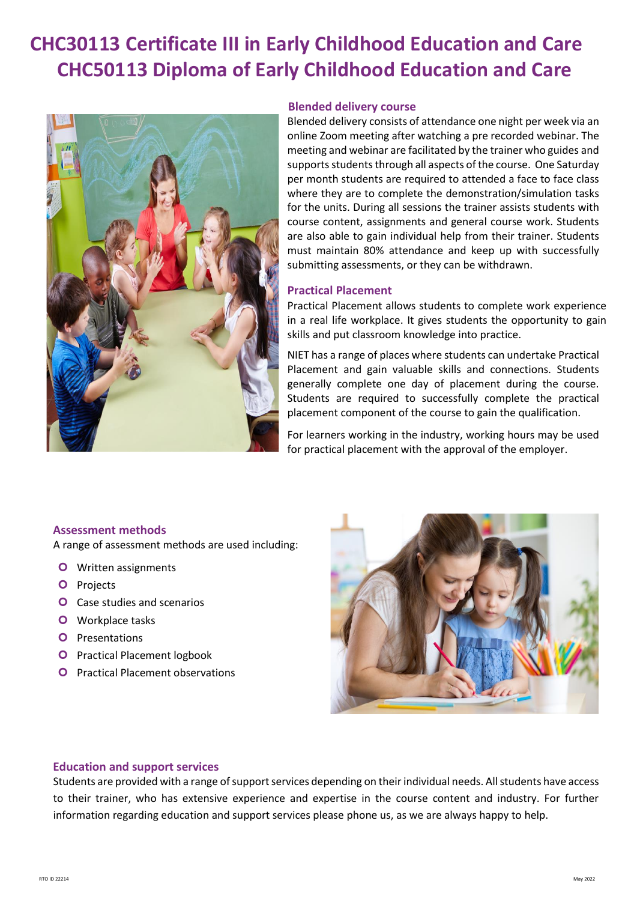# CHC30113 Certificate III in Early Childhood Education and Care
# CHC50113 Diploma of Early Childhood Education and Care

### Blended delivery course

Blended delivery consists of attendance one night per week via an online Zoom meeting after watching a pre recorded webinar. The meeting and webinar are facilitated by the trainer who guides and supports students through all aspects of the course. One Saturday per month students are required to attended a face to face class where they are to complete the demonstration/simulation tasks for the units. During all sessions the trainer assists students with course content, assignments and general course work. Students are also able to gain individual help from their trainer. Students must maintain 80% attendance and keep up with successfully submitting assessments, or they can be withdrawn.

### Practical Placement

Practical Placement allows students to complete work experience in a real life workplace. It gives students the opportunity to gain skills and put classroom knowledge into practice.

NIET has a range of places where students can undertake Practical Placement and gain valuable skills and connections. Students generally complete one day of placement during the course. Students are required to successfully complete the practical placement component of the course to gain the qualification.

For learners working in the industry, working hours may be used for practical placement with the approval of the employer.

### Assessment methods

A range of assessment methods are used including:

- Written assignments
- Projects
- Case studies and scenarios
- Workplace tasks
- Presentations
- Practical Placement logbook
- Practical Placement observations

### Education and support services

Students are provided with a range of support services depending on their individual needs. All students have access to their trainer, who has extensive experience and expertise in the course content and industry. For further information regarding education and support services please phone us, as we are always happy to help.

RTO ID 22214

May 2022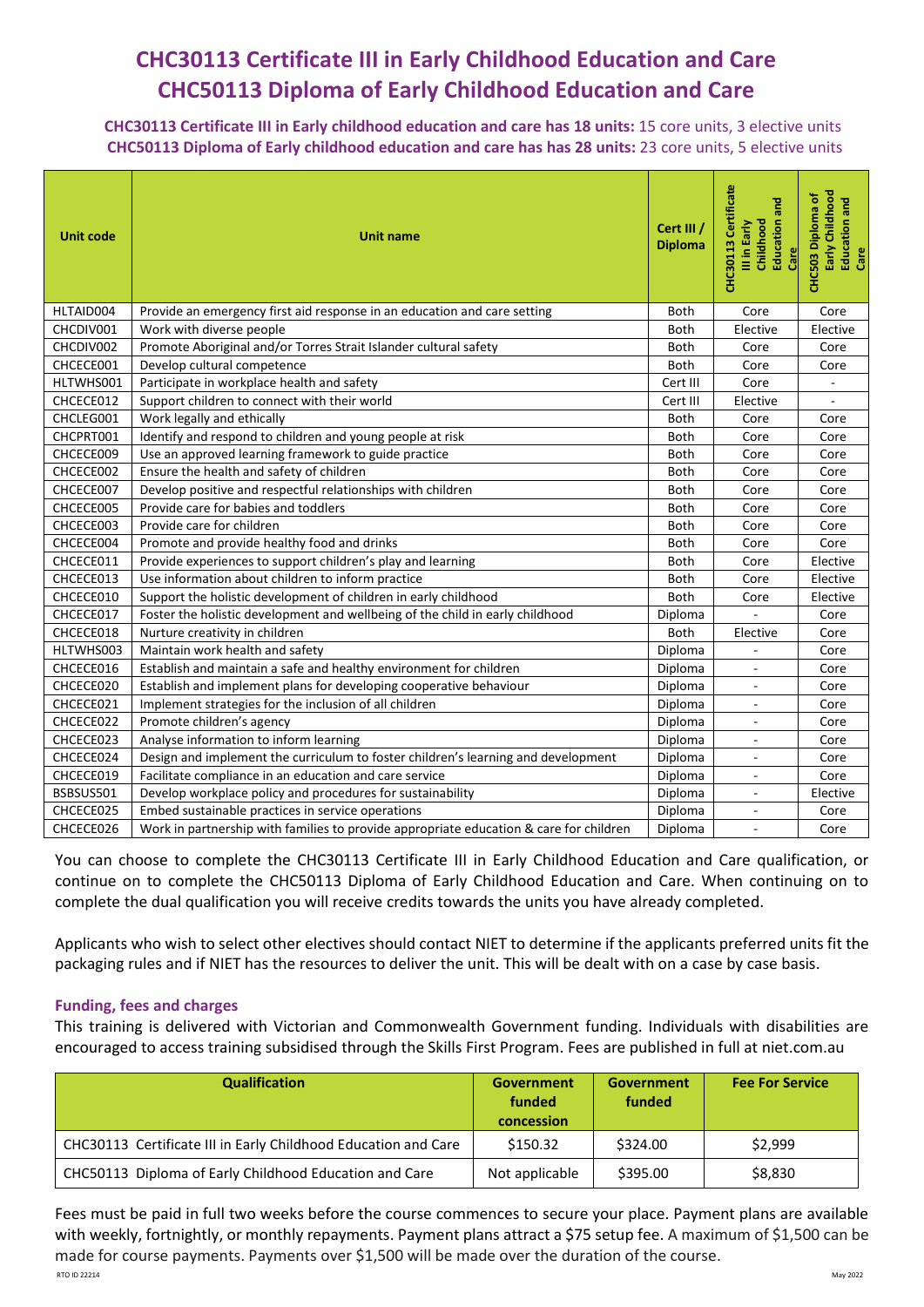# CHC30113 Certificate III in Early Childhood Education and Care
# CHC50113 Diploma of Early Childhood Education and Care

**CHC30113 Certificate III in Early childhood education and care has 18 units:** 15 core units, 3 elective units
**CHC50113 Diploma of Early childhood education and care has has 28 units:** 23 core units, 5 elective units

| Unit code | Unit name | Cert III / Diploma | CHC30113 Certificate III in Early Childhood Education and Care | CHC503 Diploma of Early Childhood Education and Care |
|---|---|---|---|---|
| HLTAID004 | Provide an emergency first aid response in an education and care setting | Both | Core | Core |
| CHCDIV001 | Work with diverse people | Both | Elective | Elective |
| CHCDIV002 | Promote Aboriginal and/or Torres Strait Islander cultural safety | Both | Core | Core |
| CHCECE001 | Develop cultural competence | Both | Core | Core |
| HLTWHS001 | Participate in workplace health and safety | Cert III | Core | - |
| CHCECE012 | Support children to connect with their world | Cert III | Elective | - |
| CHCLEG001 | Work legally and ethically | Both | Core | Core |
| CHCPRT001 | Identify and respond to children and young people at risk | Both | Core | Core |
| CHCECE009 | Use an approved learning framework to guide practice | Both | Core | Core |
| CHCECE002 | Ensure the health and safety of children | Both | Core | Core |
| CHCECE007 | Develop positive and respectful relationships with children | Both | Core | Core |
| CHCECE005 | Provide care for babies and toddlers | Both | Core | Core |
| CHCECE003 | Provide care for children | Both | Core | Core |
| CHCECE004 | Promote and provide healthy food and drinks | Both | Core | Core |
| CHCECE011 | Provide experiences to support children's play and learning | Both | Core | Elective |
| CHCECE013 | Use information about children to inform practice | Both | Core | Elective |
| CHCECE010 | Support the holistic development of children in early childhood | Both | Core | Elective |
| CHCECE017 | Foster the holistic development and wellbeing of the child in early childhood | Diploma | - | Core |
| CHCECE018 | Nurture creativity in children | Both | Elective | Core |
| HLTWHS003 | Maintain work health and safety | Diploma | - | Core |
| CHCECE016 | Establish and maintain a safe and healthy environment for children | Diploma | - | Core |
| CHCECE020 | Establish and implement plans for developing cooperative behaviour | Diploma | - | Core |
| CHCECE021 | Implement strategies for the inclusion of all children | Diploma | - | Core |
| CHCECE022 | Promote children's agency | Diploma | - | Core |
| CHCECE023 | Analyse information to inform learning | Diploma | - | Core |
| CHCECE024 | Design and implement the curriculum to foster children's learning and development | Diploma | - | Core |
| CHCECE019 | Facilitate compliance in an education and care service | Diploma | - | Core |
| BSBSUS501 | Develop workplace policy and procedures for sustainability | Diploma | - | Elective |
| CHCECE025 | Embed sustainable practices in service operations | Diploma | - | Core |
| CHCECE026 | Work in partnership with families to provide appropriate education & care for children | Diploma | - | Core |

You can choose to complete the CHC30113 Certificate III in Early Childhood Education and Care qualification, or continue on to complete the CHC50113 Diploma of Early Childhood Education and Care. When continuing on to complete the dual qualification you will receive credits towards the units you have already completed.

Applicants who wish to select other electives should contact NIET to determine if the applicants preferred units fit the packaging rules and if NIET has the resources to deliver the unit. This will be dealt with on a case by case basis.

### Funding, fees and charges

This training is delivered with Victorian and Commonwealth Government funding. Individuals with disabilities are encouraged to access training subsidised through the Skills First Program. Fees are published in full at niet.com.au

| Qualification | Government funded concession | Government funded | Fee For Service |
|---|---|---|---|
| CHC30113 Certificate III in Early Childhood Education and Care | $150.32 | $324.00 | $2,999 |
| CHC50113 Diploma of Early Childhood Education and Care | Not applicable | $395.00 | $8,830 |

Fees must be paid in full two weeks before the course commences to secure your place. Payment plans are available with weekly, fortnightly, or monthly repayments. Payment plans attract a $75 setup fee. A maximum of $1,500 can be made for course payments. Payments over $1,500 will be made over the duration of the course.

RTO ID 22214

May 2022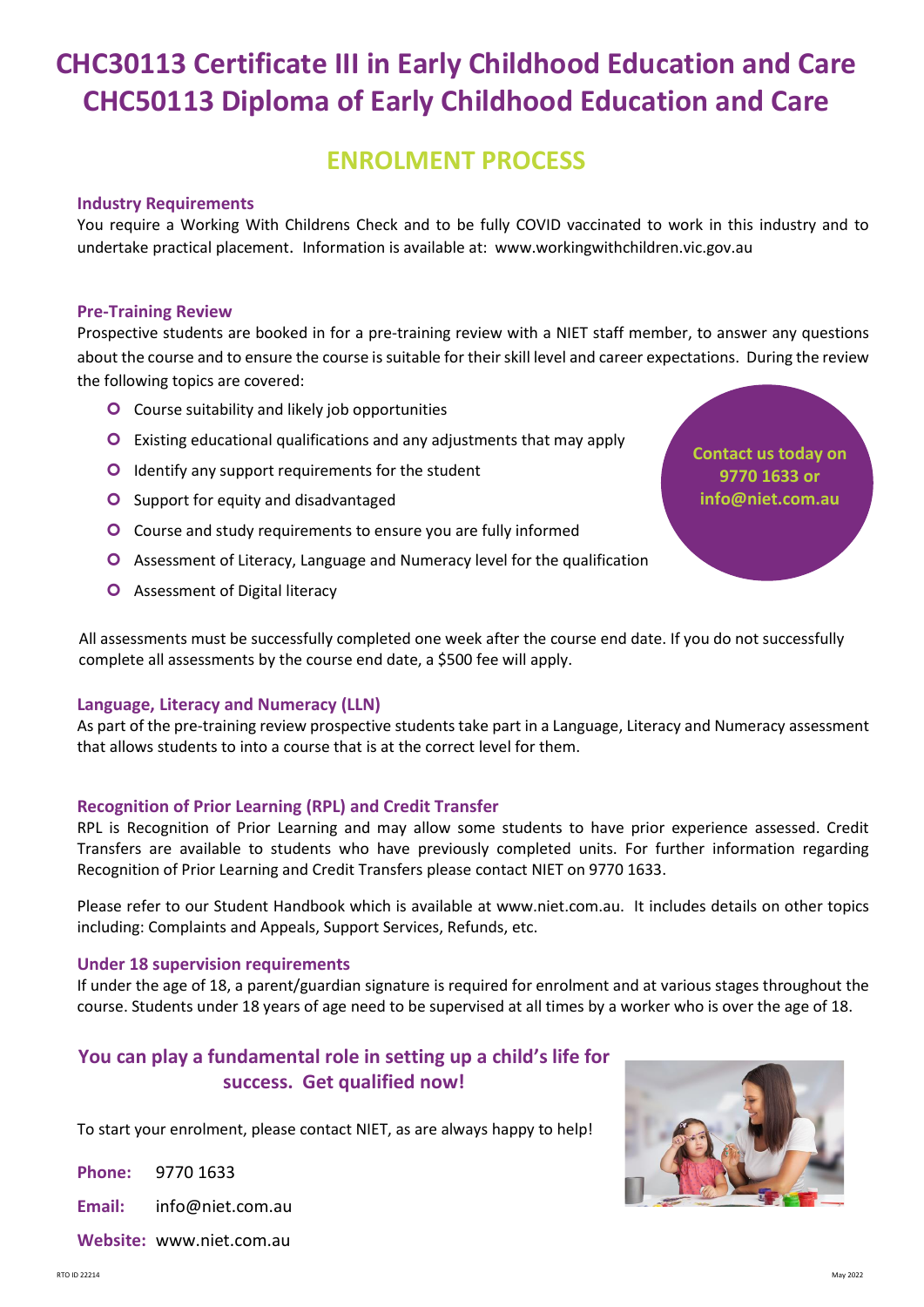# CHC30113 Certificate III in Early Childhood Education and Care
# CHC50113 Diploma of Early Childhood Education and Care

## ENROLMENT PROCESS

### Industry Requirements

You require a Working With Childrens Check and to be fully COVID vaccinated to work in this industry and to undertake practical placement. Information is available at: www.workingwithchildren.vic.gov.au

### Pre-Training Review

Prospective students are booked in for a pre-training review with a NIET staff member, to answer any questions about the course and to ensure the course is suitable for their skill level and career expectations. During the review the following topics are covered:

- Course suitability and likely job opportunities
- Existing educational qualifications and any adjustments that may apply
- Identify any support requirements for the student
- Support for equity and disadvantaged
- Course and study requirements to ensure you are fully informed
- Assessment of Literacy, Language and Numeracy level for the qualification
- Assessment of Digital literacy

**Contact us today on 9770 1633 or info@niet.com.au**

All assessments must be successfully completed one week after the course end date. If you do not successfully complete all assessments by the course end date, a $500 fee will apply.

### Language, Literacy and Numeracy (LLN)

As part of the pre-training review prospective students take part in a Language, Literacy and Numeracy assessment that allows students to into a course that is at the correct level for them.

### Recognition of Prior Learning (RPL) and Credit Transfer

RPL is Recognition of Prior Learning and may allow some students to have prior experience assessed. Credit Transfers are available to students who have previously completed units. For further information regarding Recognition of Prior Learning and Credit Transfers please contact NIET on 9770 1633.

Please refer to our Student Handbook which is available at www.niet.com.au. It includes details on other topics including: Complaints and Appeals, Support Services, Refunds, etc.

### Under 18 supervision requirements

If under the age of 18, a parent/guardian signature is required for enrolment and at various stages throughout the course. Students under 18 years of age need to be supervised at all times by a worker who is over the age of 18.

### You can play a fundamental role in setting up a child's life for success. Get qualified now!

To start your enrolment, please contact NIET, as are always happy to help!

**Phone:** 9770 1633

**Email:** info@niet.com.au

**Website:** www.niet.com.au

RTO ID 22214

May 2022